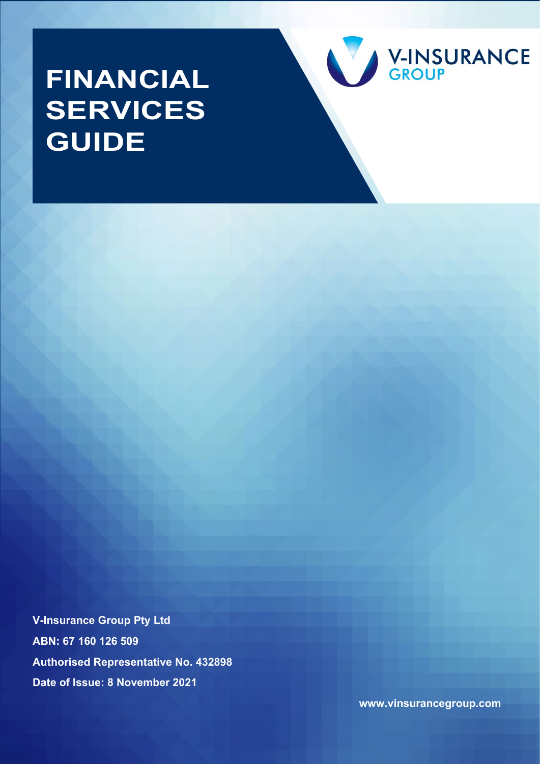# FINANCIAL SERVICES GUIDE

V-INSURANCE GROUP

**V-Insurance Group Pty Ltd**

**ABN: 67 160 126 509**

**Authorised Representative No. 432898**

**Date of Issue: 8 November 2021**

**www.vinsurancegroup.com**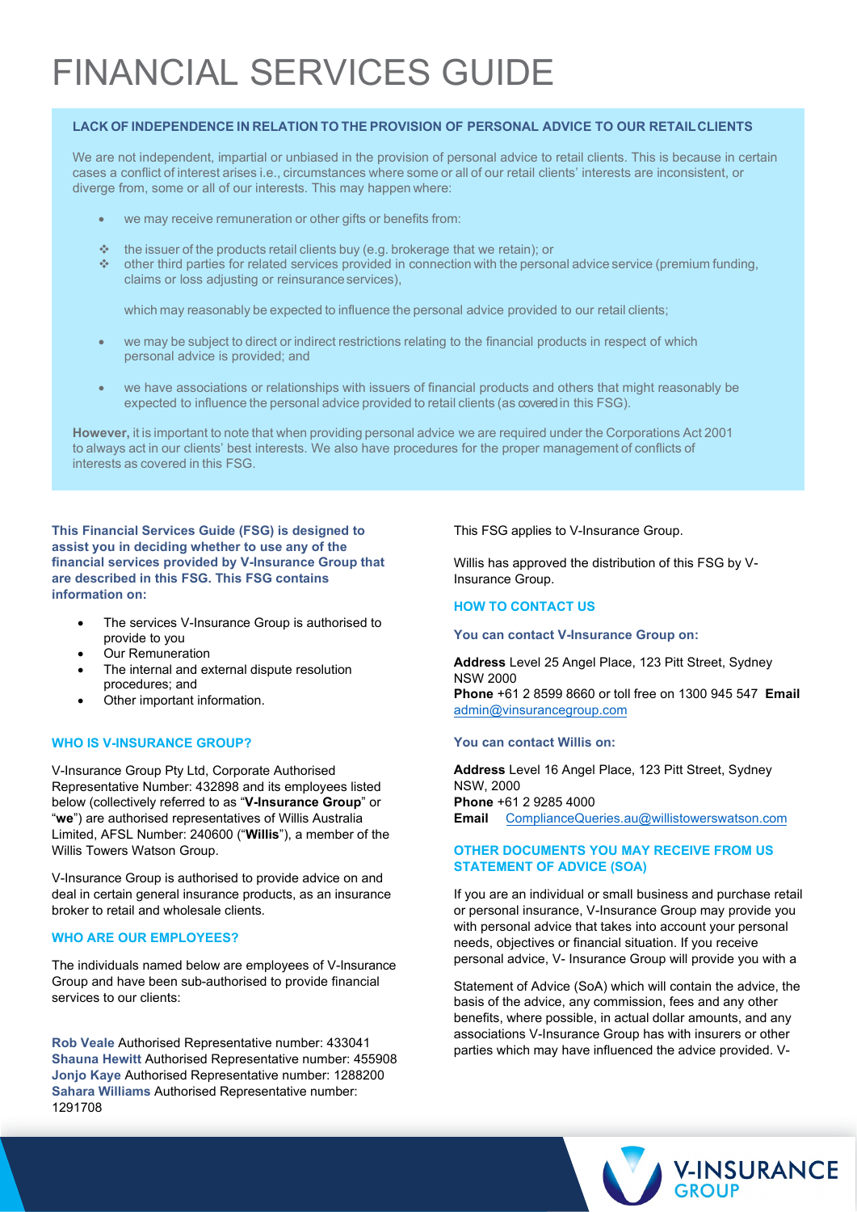# FINANCIAL SERVICES GUIDE

**LACK OF INDEPENDENCE IN RELATION TO THE PROVISION OF PERSONAL ADVICE TO OUR RETAIL CLIENTS**

We are not independent, impartial or unbiased in the provision of personal advice to retail clients. This is because in certain cases a conflict of interest arises i.e., circumstances where some or all of our retail clients' interests are inconsistent, or diverge from, some or all of our interests. This may happen where:

- we may receive remuneration or other gifts or benefits from:
  - the issuer of the products retail clients buy (e.g. brokerage that we retain); or
  - other third parties for related services provided in connection with the personal advice service (premium funding, claims or loss adjusting or reinsurance services),

  which may reasonably be expected to influence the personal advice provided to our retail clients;

- we may be subject to direct or indirect restrictions relating to the financial products in respect of which personal advice is provided; and
- we have associations or relationships with issuers of financial products and others that might reasonably be expected to influence the personal advice provided to retail clients (as covered in this FSG).

**However,** it is important to note that when providing personal advice we are required under the Corporations Act 2001 to always act in our clients' best interests. We also have procedures for the proper management of conflicts of interests as covered in this FSG.

**This Financial Services Guide (FSG) is designed to assist you in deciding whether to use any of the financial services provided by V-Insurance Group that are described in this FSG. This FSG contains information on:**

- The services V-Insurance Group is authorised to provide to you
- Our Remuneration
- The internal and external dispute resolution procedures; and
- Other important information.

## WHO IS V-INSURANCE GROUP?

V-Insurance Group Pty Ltd, Corporate Authorised Representative Number: 432898 and its employees listed below (collectively referred to as "**V-Insurance Group**" or "**we**") are authorised representatives of Willis Australia Limited, AFSL Number: 240600 ("**Willis**"), a member of the Willis Towers Watson Group.

V-Insurance Group is authorised to provide advice on and deal in certain general insurance products, as an insurance broker to retail and wholesale clients.

## WHO ARE OUR EMPLOYEES?

The individuals named below are employees of V-Insurance Group and have been sub-authorised to provide financial services to our clients:

**Rob Veale** Authorised Representative number: 433041
**Shauna Hewitt** Authorised Representative number: 455908
**Jonjo Kaye** Authorised Representative number: 1288200
**Sahara Williams** Authorised Representative number: 1291708

This FSG applies to V-Insurance Group.

Willis has approved the distribution of this FSG by V-Insurance Group.

## HOW TO CONTACT US

**You can contact V-Insurance Group on:**

**Address** Level 25 Angel Place, 123 Pitt Street, Sydney NSW 2000
**Phone** +61 2 8599 8660 or toll free on 1300 945 547 **Email** admin@vinsurancegroup.com

**You can contact Willis on:**

**Address** Level 16 Angel Place, 123 Pitt Street, Sydney NSW, 2000
**Phone** +61 2 9285 4000
**Email** ComplianceQueries.au@willistowerswatson.com

## OTHER DOCUMENTS YOU MAY RECEIVE FROM US STATEMENT OF ADVICE (SOA)

If you are an individual or small business and purchase retail or personal insurance, V-Insurance Group may provide you with personal advice that takes into account your personal needs, objectives or financial situation. If you receive personal advice, V- Insurance Group will provide you with a Statement of Advice (SoA) which will contain the advice, the basis of the advice, any commission, fees and any other benefits, where possible, in actual dollar amounts, and any associations V-Insurance Group has with insurers or other parties which may have influenced the advice provided. V-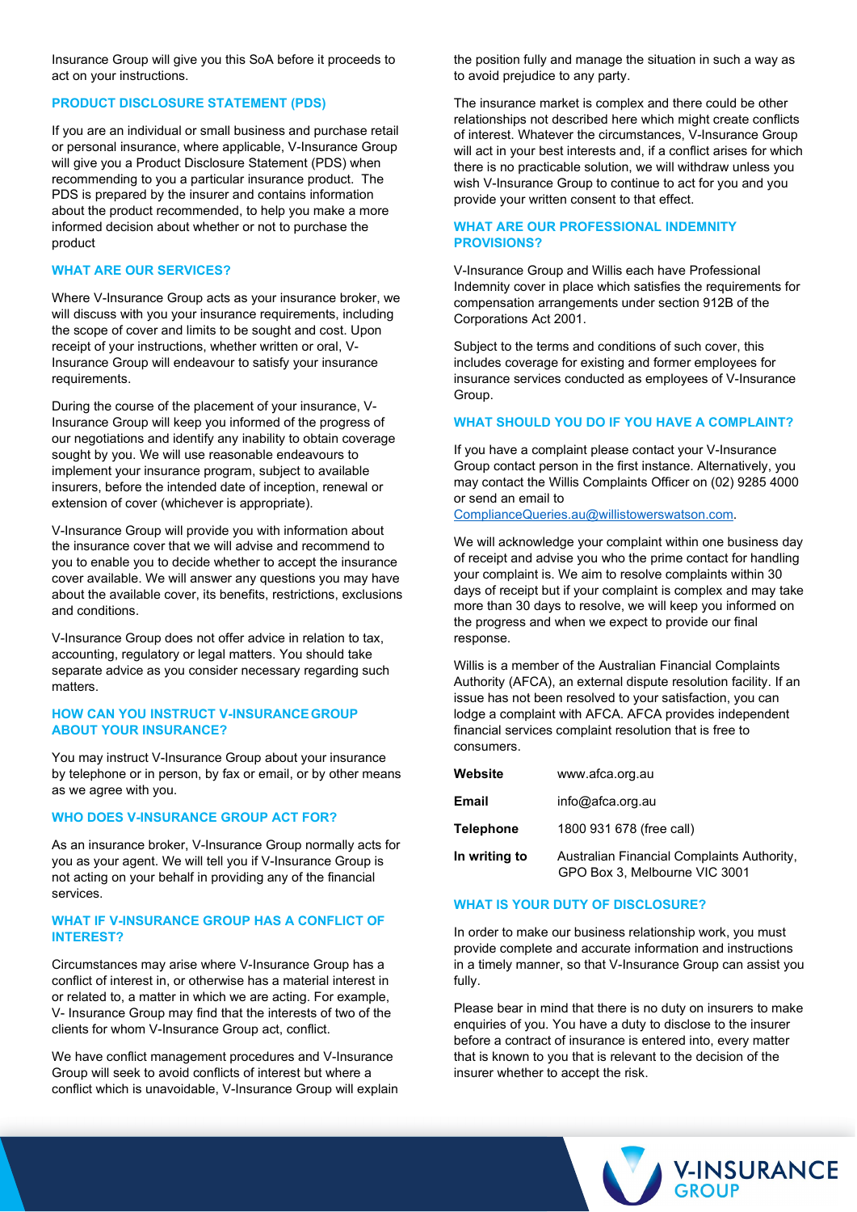Insurance Group will give you this SoA before it proceeds to act on your instructions.

## PRODUCT DISCLOSURE STATEMENT (PDS)

If you are an individual or small business and purchase retail or personal insurance, where applicable, V-Insurance Group will give you a Product Disclosure Statement (PDS) when recommending to you a particular insurance product. The PDS is prepared by the insurer and contains information about the product recommended, to help you make a more informed decision about whether or not to purchase the product

## WHAT ARE OUR SERVICES?

Where V-Insurance Group acts as your insurance broker, we will discuss with you your insurance requirements, including the scope of cover and limits to be sought and cost. Upon receipt of your instructions, whether written or oral, V-Insurance Group will endeavour to satisfy your insurance requirements.

During the course of the placement of your insurance, V-Insurance Group will keep you informed of the progress of our negotiations and identify any inability to obtain coverage sought by you. We will use reasonable endeavours to implement your insurance program, subject to available insurers, before the intended date of inception, renewal or extension of cover (whichever is appropriate).

V-Insurance Group will provide you with information about the insurance cover that we will advise and recommend to you to enable you to decide whether to accept the insurance cover available. We will answer any questions you may have about the available cover, its benefits, restrictions, exclusions and conditions.

V-Insurance Group does not offer advice in relation to tax, accounting, regulatory or legal matters. You should take separate advice as you consider necessary regarding such matters.

## HOW CAN YOU INSTRUCT V-INSURANCE GROUP ABOUT YOUR INSURANCE?

You may instruct V-Insurance Group about your insurance by telephone or in person, by fax or email, or by other means as we agree with you.

## WHO DOES V-INSURANCE GROUP ACT FOR?

As an insurance broker, V-Insurance Group normally acts for you as your agent. We will tell you if V-Insurance Group is not acting on your behalf in providing any of the financial services.

## WHAT IF V-INSURANCE GROUP HAS A CONFLICT OF INTEREST?

Circumstances may arise where V-Insurance Group has a conflict of interest in, or otherwise has a material interest in or related to, a matter in which we are acting. For example, V- Insurance Group may find that the interests of two of the clients for whom V-Insurance Group act, conflict.

We have conflict management procedures and V-Insurance Group will seek to avoid conflicts of interest but where a conflict which is unavoidable, V-Insurance Group will explain the position fully and manage the situation in such a way as to avoid prejudice to any party.

The insurance market is complex and there could be other relationships not described here which might create conflicts of interest. Whatever the circumstances, V-Insurance Group will act in your best interests and, if a conflict arises for which there is no practicable solution, we will withdraw unless you wish V-Insurance Group to continue to act for you and you provide your written consent to that effect.

## WHAT ARE OUR PROFESSIONAL INDEMNITY PROVISIONS?

V-Insurance Group and Willis each have Professional Indemnity cover in place which satisfies the requirements for compensation arrangements under section 912B of the Corporations Act 2001.

Subject to the terms and conditions of such cover, this includes coverage for existing and former employees for insurance services conducted as employees of V-Insurance Group.

## WHAT SHOULD YOU DO IF YOU HAVE A COMPLAINT?

If you have a complaint please contact your V-Insurance Group contact person in the first instance. Alternatively, you may contact the Willis Complaints Officer on (02) 9285 4000 or send an email to ComplianceQueries.au@willistowerswatson.com.

We will acknowledge your complaint within one business day of receipt and advise you who the prime contact for handling your complaint is. We aim to resolve complaints within 30 days of receipt but if your complaint is complex and may take more than 30 days to resolve, we will keep you informed on the progress and when we expect to provide our final response.

Willis is a member of the Australian Financial Complaints Authority (AFCA), an external dispute resolution facility. If an issue has not been resolved to your satisfaction, you can lodge a complaint with AFCA. AFCA provides independent financial services complaint resolution that is free to consumers.

| | |
|---|---|
| **Website** | www.afca.org.au |
| **Email** | info@afca.org.au |
| **Telephone** | 1800 931 678 (free call) |
| **In writing to** | Australian Financial Complaints Authority, GPO Box 3, Melbourne VIC 3001 |

## WHAT IS YOUR DUTY OF DISCLOSURE?

In order to make our business relationship work, you must provide complete and accurate information and instructions in a timely manner, so that V-Insurance Group can assist you fully.

Please bear in mind that there is no duty on insurers to make enquiries of you. You have a duty to disclose to the insurer before a contract of insurance is entered into, every matter that is known to you that is relevant to the decision of the insurer whether to accept the risk.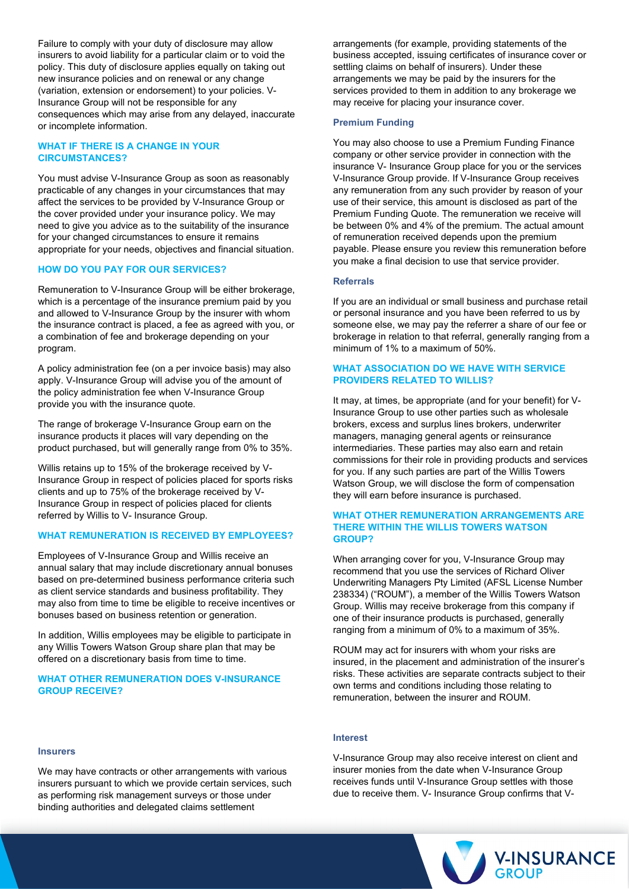Failure to comply with your duty of disclosure may allow insurers to avoid liability for a particular claim or to void the policy. This duty of disclosure applies equally on taking out new insurance policies and on renewal or any change (variation, extension or endorsement) to your policies. V-Insurance Group will not be responsible for any consequences which may arise from any delayed, inaccurate or incomplete information.

## WHAT IF THERE IS A CHANGE IN YOUR CIRCUMSTANCES?

You must advise V-Insurance Group as soon as reasonably practicable of any changes in your circumstances that may affect the services to be provided by V-Insurance Group or the cover provided under your insurance policy. We may need to give you advice as to the suitability of the insurance for your changed circumstances to ensure it remains appropriate for your needs, objectives and financial situation.

## HOW DO YOU PAY FOR OUR SERVICES?

Remuneration to V-Insurance Group will be either brokerage, which is a percentage of the insurance premium paid by you and allowed to V-Insurance Group by the insurer with whom the insurance contract is placed, a fee as agreed with you, or a combination of fee and brokerage depending on your program.

A policy administration fee (on a per invoice basis) may also apply. V-Insurance Group will advise you of the amount of the policy administration fee when V-Insurance Group provide you with the insurance quote.

The range of brokerage V-Insurance Group earn on the insurance products it places will vary depending on the product purchased, but will generally range from 0% to 35%.

Willis retains up to 15% of the brokerage received by V-Insurance Group in respect of policies placed for sports risks clients and up to 75% of the brokerage received by V-Insurance Group in respect of policies placed for clients referred by Willis to V- Insurance Group.

## WHAT REMUNERATION IS RECEIVED BY EMPLOYEES?

Employees of V-Insurance Group and Willis receive an annual salary that may include discretionary annual bonuses based on pre-determined business performance criteria such as client service standards and business profitability. They may also from time to time be eligible to receive incentives or bonuses based on business retention or generation.

In addition, Willis employees may be eligible to participate in any Willis Towers Watson Group share plan that may be offered on a discretionary basis from time to time.

## WHAT OTHER REMUNERATION DOES V-INSURANCE GROUP RECEIVE?

### Insurers

We may have contracts or other arrangements with various insurers pursuant to which we provide certain services, such as performing risk management surveys or those under binding authorities and delegated claims settlement arrangements (for example, providing statements of the business accepted, issuing certificates of insurance cover or settling claims on behalf of insurers). Under these arrangements we may be paid by the insurers for the services provided to them in addition to any brokerage we may receive for placing your insurance cover.

### Premium Funding

You may also choose to use a Premium Funding Finance company or other service provider in connection with the insurance V- Insurance Group place for you or the services V-Insurance Group provide. If V-Insurance Group receives any remuneration from any such provider by reason of your use of their service, this amount is disclosed as part of the Premium Funding Quote. The remuneration we receive will be between 0% and 4% of the premium. The actual amount of remuneration received depends upon the premium payable. Please ensure you review this remuneration before you make a final decision to use that service provider.

### Referrals

If you are an individual or small business and purchase retail or personal insurance and you have been referred to us by someone else, we may pay the referrer a share of our fee or brokerage in relation to that referral, generally ranging from a minimum of 1% to a maximum of 50%.

## WHAT ASSOCIATION DO WE HAVE WITH SERVICE PROVIDERS RELATED TO WILLIS?

It may, at times, be appropriate (and for your benefit) for V-Insurance Group to use other parties such as wholesale brokers, excess and surplus lines brokers, underwriter managers, managing general agents or reinsurance intermediaries. These parties may also earn and retain commissions for their role in providing products and services for you. If any such parties are part of the Willis Towers Watson Group, we will disclose the form of compensation they will earn before insurance is purchased.

## WHAT OTHER REMUNERATION ARRANGEMENTS ARE THERE WITHIN THE WILLIS TOWERS WATSON GROUP?

When arranging cover for you, V-Insurance Group may recommend that you use the services of Richard Oliver Underwriting Managers Pty Limited (AFSL License Number 238334) ("ROUM"), a member of the Willis Towers Watson Group. Willis may receive brokerage from this company if one of their insurance products is purchased, generally ranging from a minimum of 0% to a maximum of 35%.

ROUM may act for insurers with whom your risks are insured, in the placement and administration of the insurer's risks. These activities are separate contracts subject to their own terms and conditions including those relating to remuneration, between the insurer and ROUM.

### Interest

V-Insurance Group may also receive interest on client and insurer monies from the date when V-Insurance Group receives funds until V-Insurance Group settles with those due to receive them. V- Insurance Group confirms that V-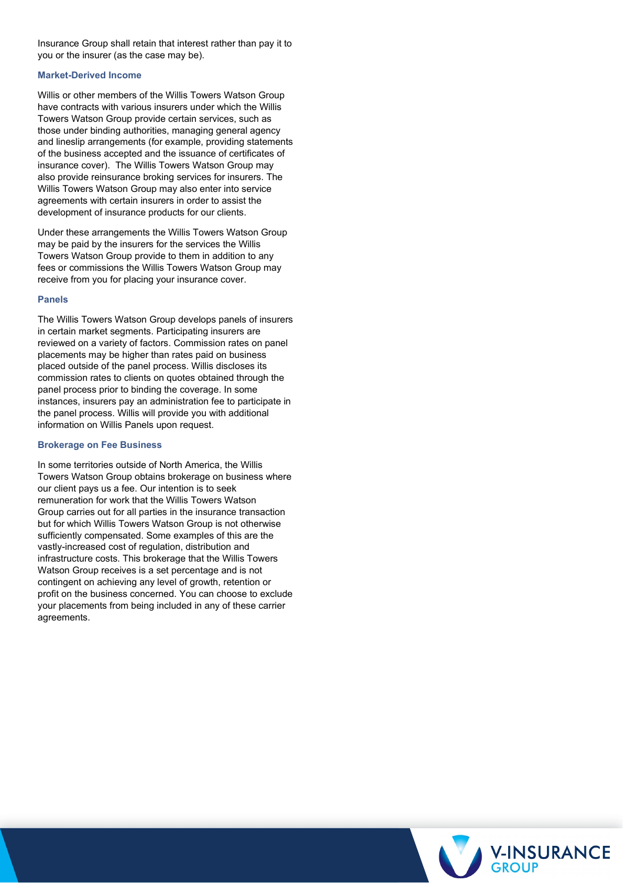Insurance Group shall retain that interest rather than pay it to you or the insurer (as the case may be).

### Market-Derived Income

Willis or other members of the Willis Towers Watson Group have contracts with various insurers under which the Willis Towers Watson Group provide certain services, such as those under binding authorities, managing general agency and lineslip arrangements (for example, providing statements of the business accepted and the issuance of certificates of insurance cover). The Willis Towers Watson Group may also provide reinsurance broking services for insurers. The Willis Towers Watson Group may also enter into service agreements with certain insurers in order to assist the development of insurance products for our clients.

Under these arrangements the Willis Towers Watson Group may be paid by the insurers for the services the Willis Towers Watson Group provide to them in addition to any fees or commissions the Willis Towers Watson Group may receive from you for placing your insurance cover.

### Panels

The Willis Towers Watson Group develops panels of insurers in certain market segments. Participating insurers are reviewed on a variety of factors. Commission rates on panel placements may be higher than rates paid on business placed outside of the panel process. Willis discloses its commission rates to clients on quotes obtained through the panel process prior to binding the coverage. In some instances, insurers pay an administration fee to participate in the panel process. Willis will provide you with additional information on Willis Panels upon request.

### Brokerage on Fee Business

In some territories outside of North America, the Willis Towers Watson Group obtains brokerage on business where our client pays us a fee. Our intention is to seek remuneration for work that the Willis Towers Watson Group carries out for all parties in the insurance transaction but for which Willis Towers Watson Group is not otherwise sufficiently compensated. Some examples of this are the vastly-increased cost of regulation, distribution and infrastructure costs. This brokerage that the Willis Towers Watson Group receives is a set percentage and is not contingent on achieving any level of growth, retention or profit on the business concerned. You can choose to exclude your placements from being included in any of these carrier agreements.